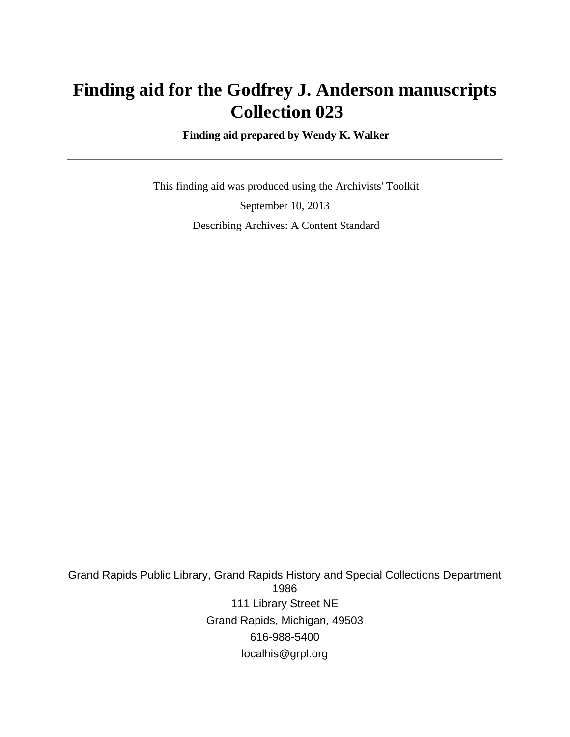# Finding aid for the Godfrey J. Anderson manuscripts Collection 023

**Finding aid prepared by Wendy K. Walker**

---

This finding aid was produced using the Archivists' Toolkit

September 10, 2013

Describing Archives: A Content Standard

Grand Rapids Public Library, Grand Rapids History and Special Collections Department
1986

111 Library Street NE

Grand Rapids, Michigan, 49503

616-988-5400

localhis@grpl.org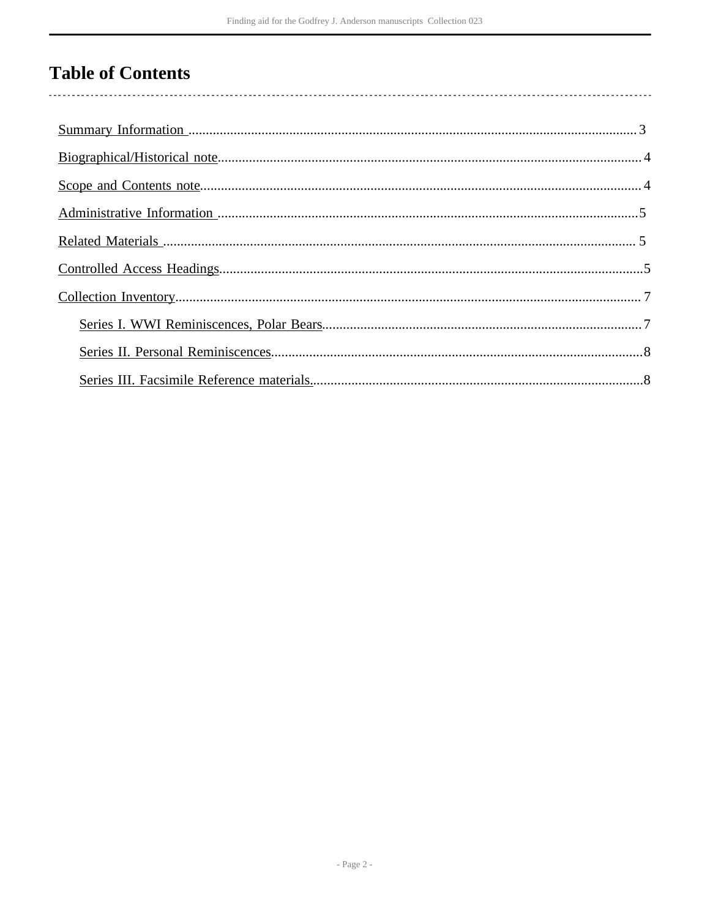# Table of Contents

- Summary Information ... 3
- Biographical/Historical note ... 4
- Scope and Contents note ... 4
- Administrative Information ... 5
- Related Materials ... 5
- Controlled Access Headings ... 5
- Collection Inventory ... 7
  - Series I. WWI Reminiscences, Polar Bears ... 7
  - Series II. Personal Reminiscences ... 8
  - Series III. Facsimile Reference materials ... 8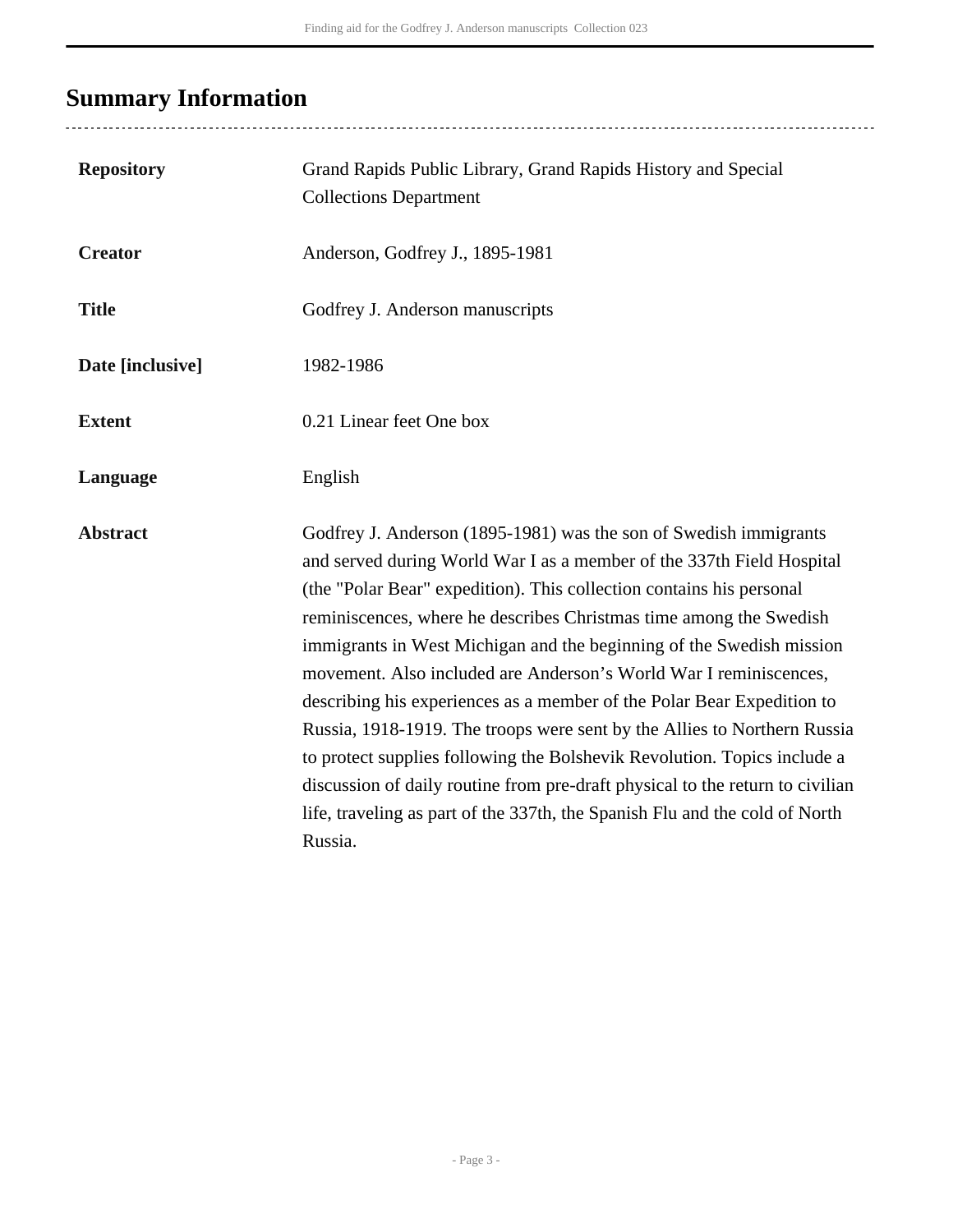## Summary Information

| | |
|---|---|
| **Repository** | Grand Rapids Public Library, Grand Rapids History and Special Collections Department |
| **Creator** | Anderson, Godfrey J., 1895-1981 |
| **Title** | Godfrey J. Anderson manuscripts |
| **Date [inclusive]** | 1982-1986 |
| **Extent** | 0.21 Linear feet One box |
| **Language** | English |
| **Abstract** | Godfrey J. Anderson (1895-1981) was the son of Swedish immigrants and served during World War I as a member of the 337th Field Hospital (the "Polar Bear" expedition). This collection contains his personal reminiscences, where he describes Christmas time among the Swedish immigrants in West Michigan and the beginning of the Swedish mission movement. Also included are Anderson’s World War I reminiscences, describing his experiences as a member of the Polar Bear Expedition to Russia, 1918-1919. The troops were sent by the Allies to Northern Russia to protect supplies following the Bolshevik Revolution. Topics include a discussion of daily routine from pre-draft physical to the return to civilian life, traveling as part of the 337th, the Spanish Flu and the cold of North Russia. |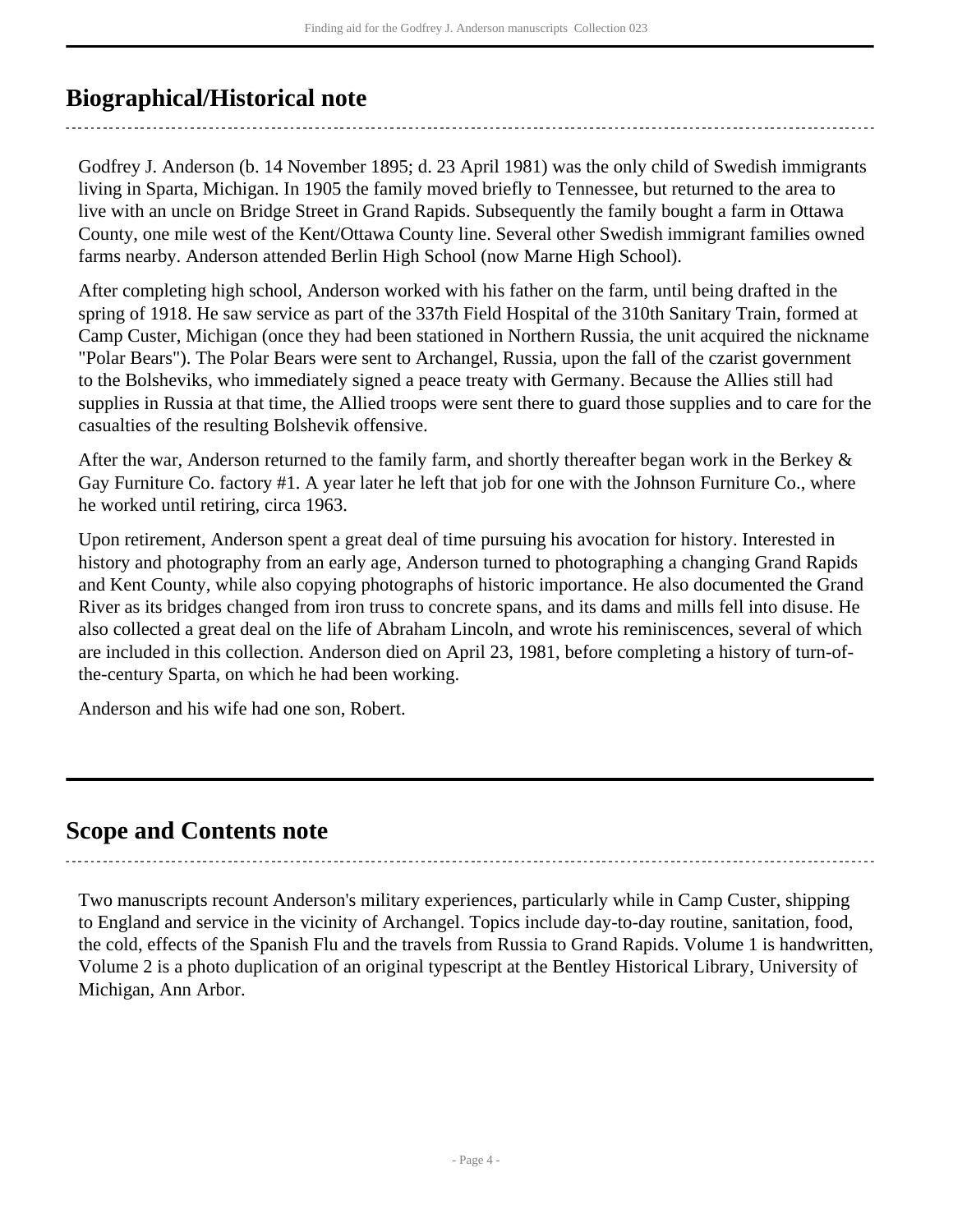## Biographical/Historical note

Godfrey J. Anderson (b. 14 November 1895; d. 23 April 1981) was the only child of Swedish immigrants living in Sparta, Michigan. In 1905 the family moved briefly to Tennessee, but returned to the area to live with an uncle on Bridge Street in Grand Rapids. Subsequently the family bought a farm in Ottawa County, one mile west of the Kent/Ottawa County line. Several other Swedish immigrant families owned farms nearby. Anderson attended Berlin High School (now Marne High School).

After completing high school, Anderson worked with his father on the farm, until being drafted in the spring of 1918. He saw service as part of the 337th Field Hospital of the 310th Sanitary Train, formed at Camp Custer, Michigan (once they had been stationed in Northern Russia, the unit acquired the nickname "Polar Bears"). The Polar Bears were sent to Archangel, Russia, upon the fall of the czarist government to the Bolsheviks, who immediately signed a peace treaty with Germany. Because the Allies still had supplies in Russia at that time, the Allied troops were sent there to guard those supplies and to care for the casualties of the resulting Bolshevik offensive.

After the war, Anderson returned to the family farm, and shortly thereafter began work in the Berkey & Gay Furniture Co. factory #1. A year later he left that job for one with the Johnson Furniture Co., where he worked until retiring, circa 1963.

Upon retirement, Anderson spent a great deal of time pursuing his avocation for history. Interested in history and photography from an early age, Anderson turned to photographing a changing Grand Rapids and Kent County, while also copying photographs of historic importance. He also documented the Grand River as its bridges changed from iron truss to concrete spans, and its dams and mills fell into disuse. He also collected a great deal on the life of Abraham Lincoln, and wrote his reminiscences, several of which are included in this collection. Anderson died on April 23, 1981, before completing a history of turn-of-the-century Sparta, on which he had been working.

Anderson and his wife had one son, Robert.

## Scope and Contents note

Two manuscripts recount Anderson's military experiences, particularly while in Camp Custer, shipping to England and service in the vicinity of Archangel. Topics include day-to-day routine, sanitation, food, the cold, effects of the Spanish Flu and the travels from Russia to Grand Rapids. Volume 1 is handwritten, Volume 2 is a photo duplication of an original typescript at the Bentley Historical Library, University of Michigan, Ann Arbor.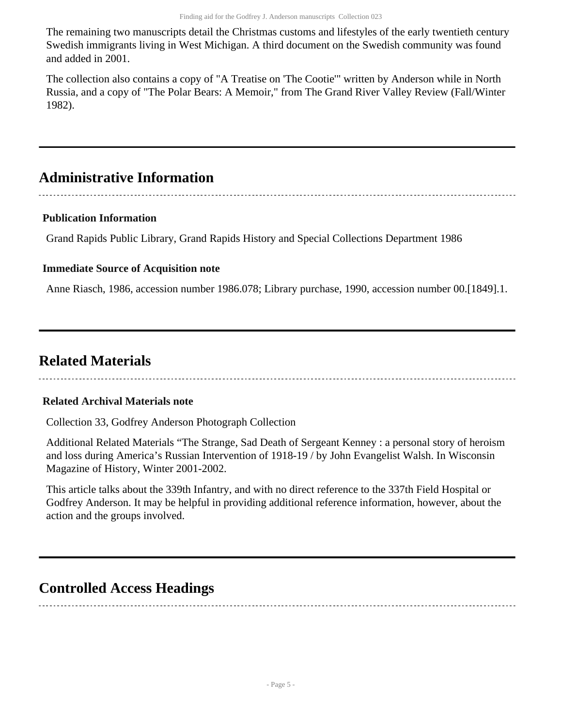The remaining two manuscripts detail the Christmas customs and lifestyles of the early twentieth century Swedish immigrants living in West Michigan. A third document on the Swedish community was found and added in 2001.

The collection also contains a copy of "A Treatise on 'The Cootie'" written by Anderson while in North Russia, and a copy of "The Polar Bears: A Memoir," from The Grand River Valley Review (Fall/Winter 1982).

## Administrative Information

### Publication Information

Grand Rapids Public Library, Grand Rapids History and Special Collections Department 1986

### Immediate Source of Acquisition note

Anne Riasch, 1986, accession number 1986.078; Library purchase, 1990, accession number 00.[1849].1.

## Related Materials

### Related Archival Materials note

Collection 33, Godfrey Anderson Photograph Collection

Additional Related Materials "The Strange, Sad Death of Sergeant Kenney : a personal story of heroism and loss during America's Russian Intervention of 1918-19 / by John Evangelist Walsh. In Wisconsin Magazine of History, Winter 2001-2002.

This article talks about the 339th Infantry, and with no direct reference to the 337th Field Hospital or Godfrey Anderson. It may be helpful in providing additional reference information, however, about the action and the groups involved.

## Controlled Access Headings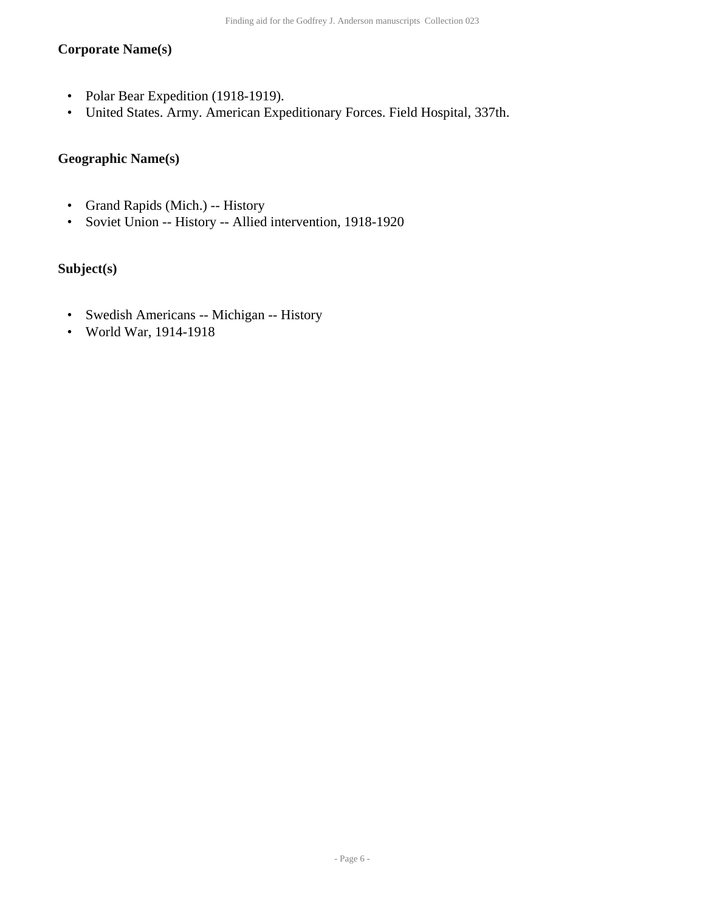### Corporate Name(s)

- Polar Bear Expedition (1918-1919).
- United States. Army. American Expeditionary Forces. Field Hospital, 337th.

### Geographic Name(s)

- Grand Rapids (Mich.) -- History
- Soviet Union -- History -- Allied intervention, 1918-1920

### Subject(s)

- Swedish Americans -- Michigan -- History
- World War, 1914-1918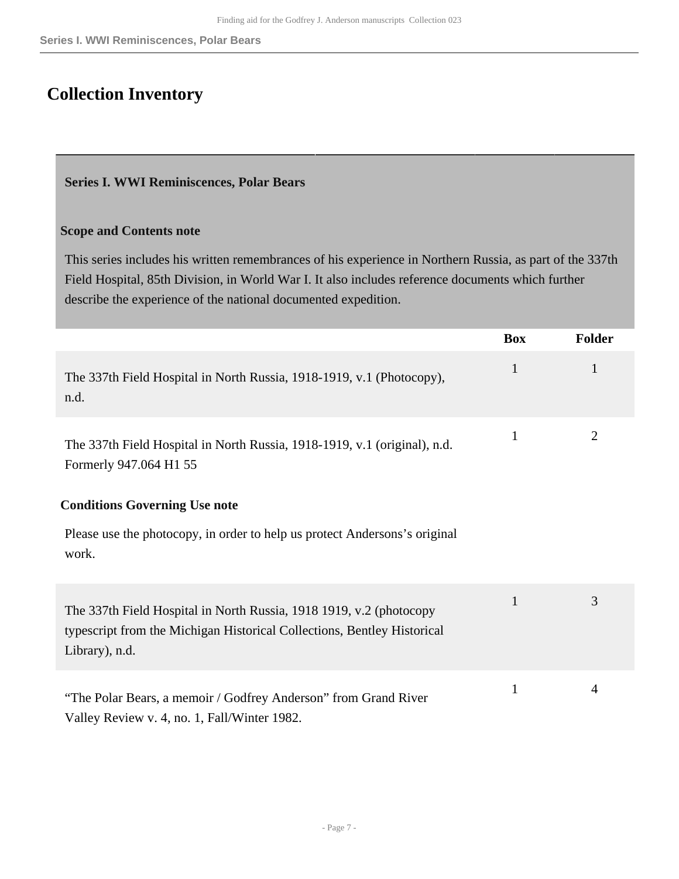# Collection Inventory

## Series I. WWI Reminiscences, Polar Bears

### Scope and Contents note

This series includes his written remembrances of his experience in Northern Russia, as part of the 337th Field Hospital, 85th Division, in World War I. It also includes reference documents which further describe the experience of the national documented expedition.

| | Box | Folder |
|---|---|---|
| The 337th Field Hospital in North Russia, 1918-1919, v.1 (Photocopy), n.d. | 1 | 1 |
| The 337th Field Hospital in North Russia, 1918-1919, v.1 (original), n.d. Formerly 947.064 H1 55<br><br>**Conditions Governing Use note**<br><br>Please use the photocopy, in order to help us protect Andersons's original work. | 1 | 2 |
| The 337th Field Hospital in North Russia, 1918 1919, v.2 (photocopy typescript from the Michigan Historical Collections, Bentley Historical Library), n.d. | 1 | 3 |
| "The Polar Bears, a memoir / Godfrey Anderson" from Grand River Valley Review v. 4, no. 1, Fall/Winter 1982. | 1 | 4 |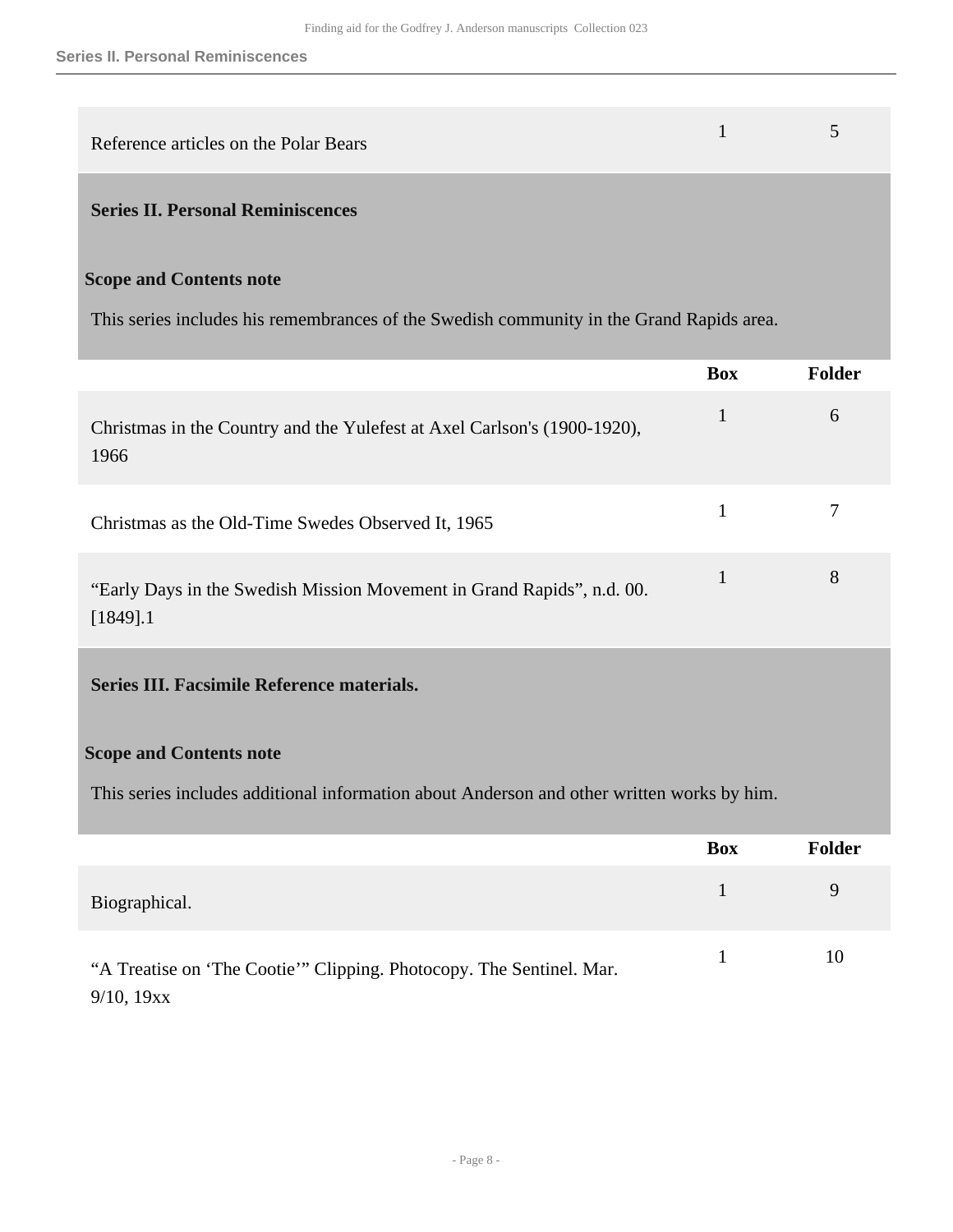| | Box | Folder |
|---|---|---|
| Reference articles on the Polar Bears | 1 | 5 |

## Series II. Personal Reminiscences

### Scope and Contents note

This series includes his remembrances of the Swedish community in the Grand Rapids area.

| | Box | Folder |
|---|---|---|
| Christmas in the Country and the Yulefest at Axel Carlson's (1900-1920), 1966 | 1 | 6 |
| Christmas as the Old-Time Swedes Observed It, 1965 | 1 | 7 |
| “Early Days in the Swedish Mission Movement in Grand Rapids”, n.d. 00. [1849].1 | 1 | 8 |

## Series III. Facsimile Reference materials.

### Scope and Contents note

This series includes additional information about Anderson and other written works by him.

| | Box | Folder |
|---|---|---|
| Biographical. | 1 | 9 |
| “A Treatise on ‘The Cootie’” Clipping. Photocopy. The Sentinel. Mar. 9/10, 19xx | 1 | 10 |